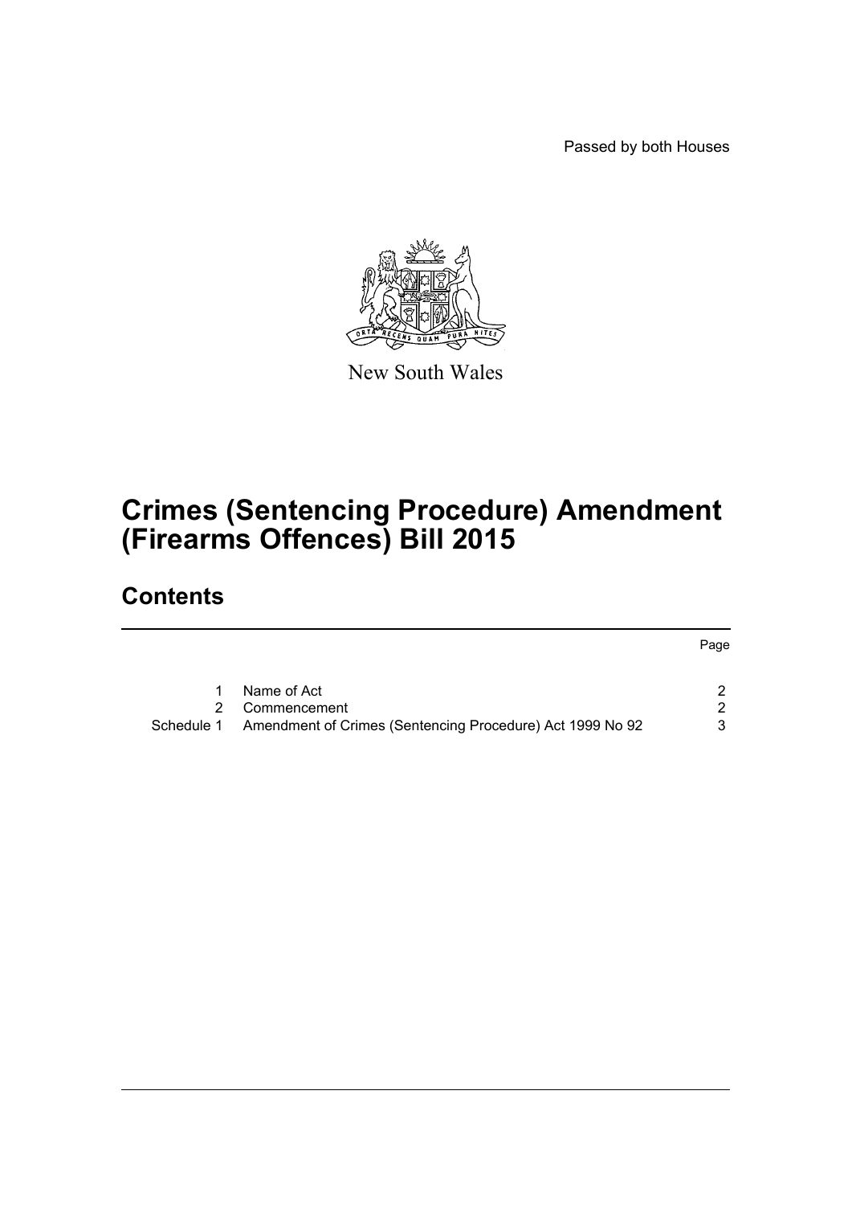Passed by both Houses

New South Wales

# Crimes (Sentencing Procedure) Amendment (Firearms Offences) Bill 2015

## Contents

| | | Page |
|---|---|---|
| 1 | Name of Act | 2 |
| 2 | Commencement | 2 |
| Schedule 1 | Amendment of Crimes (Sentencing Procedure) Act 1999 No 92 | 3 |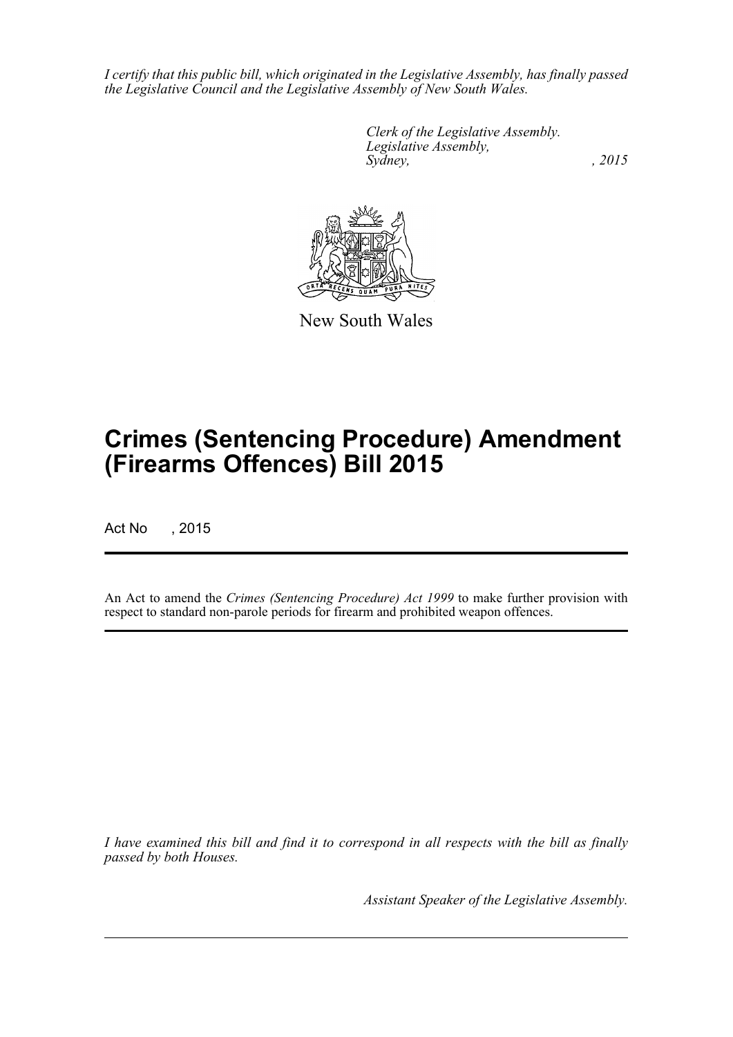*I certify that this public bill, which originated in the Legislative Assembly, has finally passed the Legislative Council and the Legislative Assembly of New South Wales.*

*Clerk of the Legislative Assembly.*
*Legislative Assembly,*
*Sydney, , 2015*

New South Wales

# Crimes (Sentencing Procedure) Amendment (Firearms Offences) Bill 2015

Act No , 2015

An Act to amend the *Crimes (Sentencing Procedure) Act 1999* to make further provision with respect to standard non-parole periods for firearm and prohibited weapon offences.

*I have examined this bill and find it to correspond in all respects with the bill as finally passed by both Houses.*

*Assistant Speaker of the Legislative Assembly.*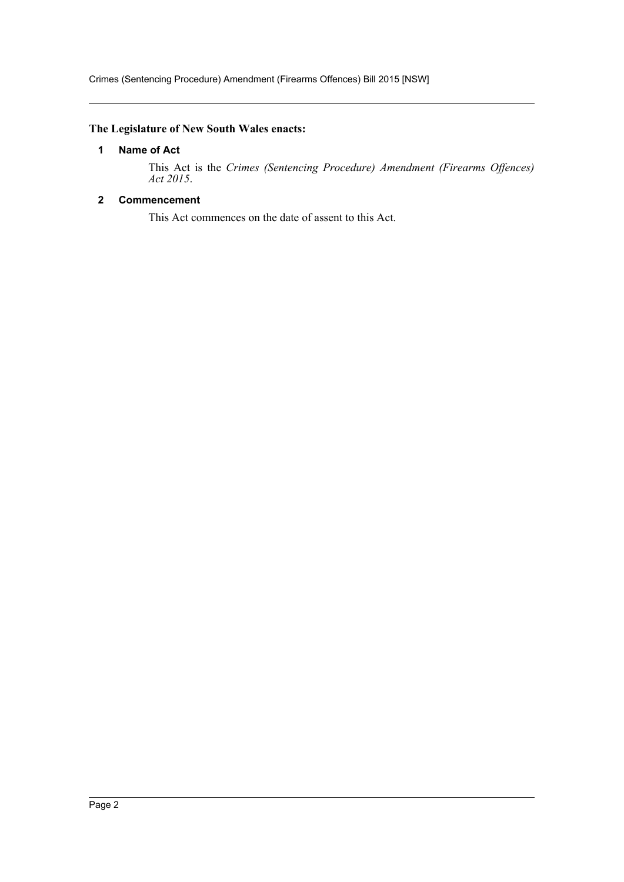**The Legislature of New South Wales enacts:**

### 1 Name of Act

This Act is the *Crimes (Sentencing Procedure) Amendment (Firearms Offences) Act 2015*.

### 2 Commencement

This Act commences on the date of assent to this Act.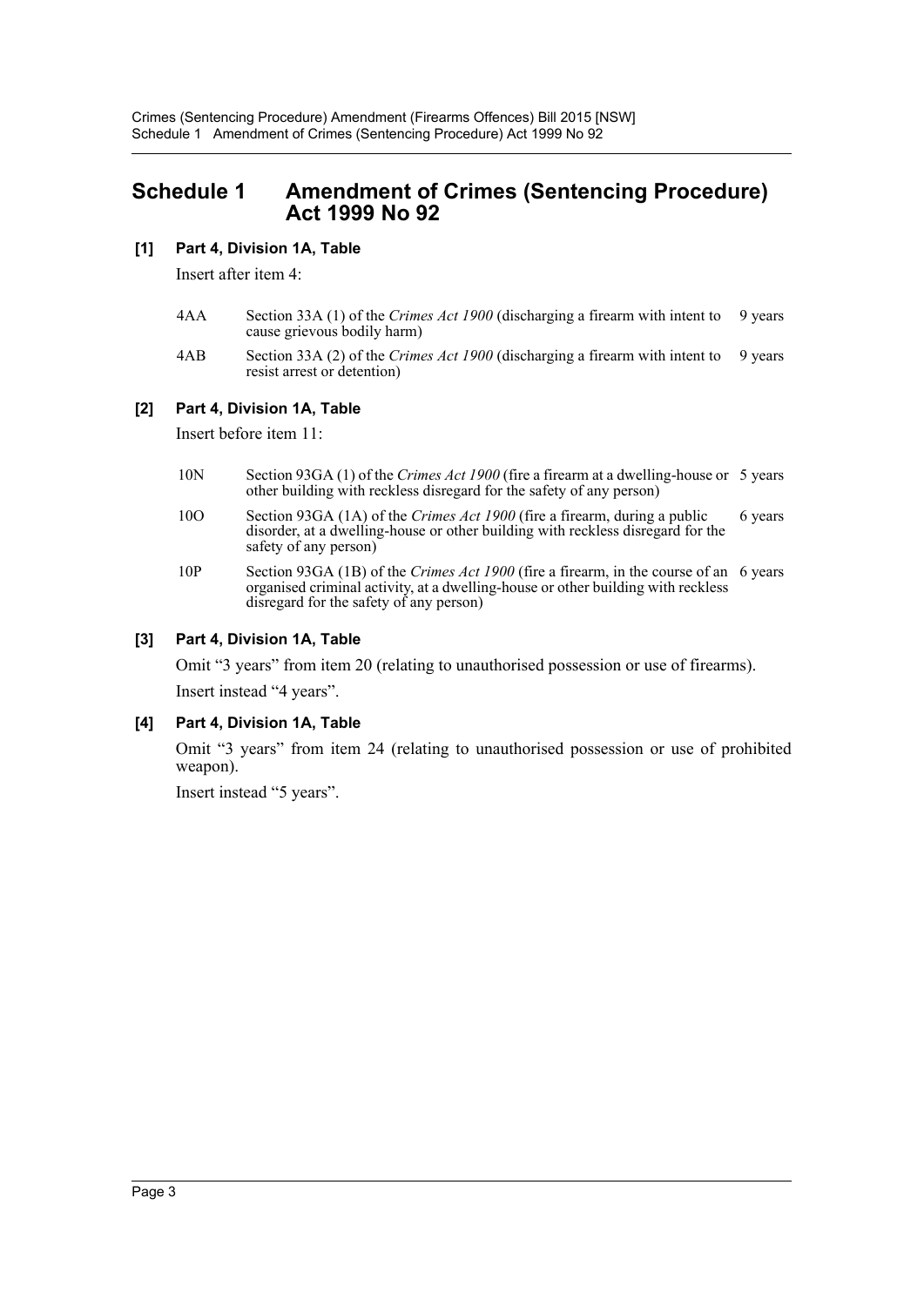# Schedule 1 Amendment of Crimes (Sentencing Procedure) Act 1999 No 92

### [1] Part 4, Division 1A, Table

Insert after item 4:

| | | |
|---|---|---|
| 4AA | Section 33A (1) of the *Crimes Act 1900* (discharging a firearm with intent to cause grievous bodily harm) | 9 years |
| 4AB | Section 33A (2) of the *Crimes Act 1900* (discharging a firearm with intent to resist arrest or detention) | 9 years |

### [2] Part 4, Division 1A, Table

Insert before item 11:

| | | |
|---|---|---|
| 10N | Section 93GA (1) of the *Crimes Act 1900* (fire a firearm at a dwelling-house or other building with reckless disregard for the safety of any person) | 5 years |
| 10O | Section 93GA (1A) of the *Crimes Act 1900* (fire a firearm, during a public disorder, at a dwelling-house or other building with reckless disregard for the safety of any person) | 6 years |
| 10P | Section 93GA (1B) of the *Crimes Act 1900* (fire a firearm, in the course of an organised criminal activity, at a dwelling-house or other building with reckless disregard for the safety of any person) | 6 years |

### [3] Part 4, Division 1A, Table

Omit "3 years" from item 20 (relating to unauthorised possession or use of firearms).

Insert instead "4 years".

### [4] Part 4, Division 1A, Table

Omit "3 years" from item 24 (relating to unauthorised possession or use of prohibited weapon).

Insert instead "5 years".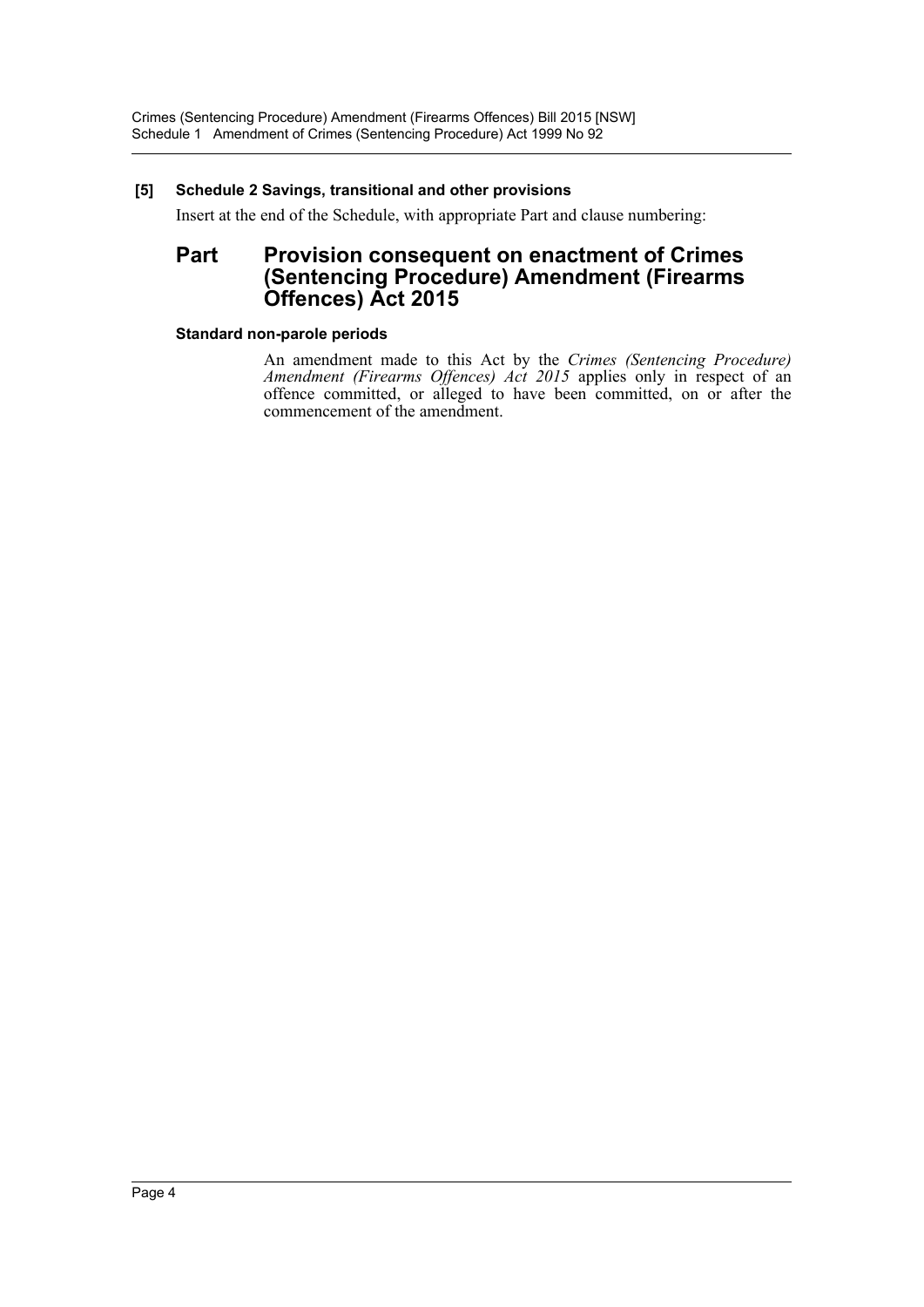**[5] Schedule 2 Savings, transitional and other provisions**

Insert at the end of the Schedule, with appropriate Part and clause numbering:

## Part Provision consequent on enactment of Crimes (Sentencing Procedure) Amendment (Firearms Offences) Act 2015

**Standard non-parole periods**

An amendment made to this Act by the *Crimes (Sentencing Procedure) Amendment (Firearms Offences) Act 2015* applies only in respect of an offence committed, or alleged to have been committed, on or after the commencement of the amendment.